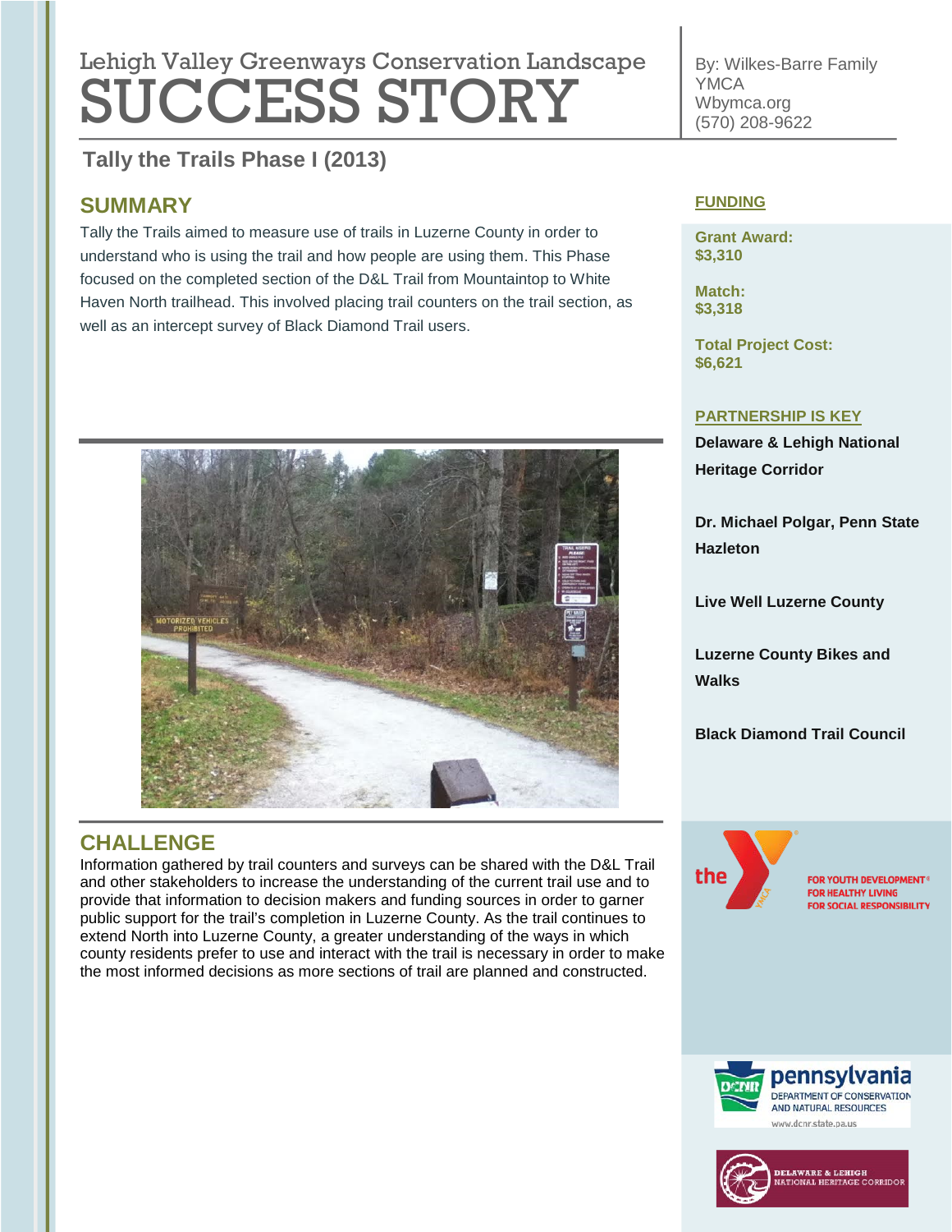Lehigh Valley Greenways Conservation Landscape

# SUCCESS STORY

By: Wilkes-Barre Family YMCA
Wbymca.org
(570) 208-9622

## Tally the Trails Phase I (2013)

## SUMMARY

Tally the Trails aimed to measure use of trails in Luzerne County in order to understand who is using the trail and how people are using them. This Phase focused on the completed section of the D&L Trail from Mountaintop to White Haven North trailhead. This involved placing trail counters on the trail section, as well as an intercept survey of Black Diamond Trail users.

## CHALLENGE

Information gathered by trail counters and surveys can be shared with the D&L Trail and other stakeholders to increase the understanding of the current trail use and to provide that information to decision makers and funding sources in order to garner public support for the trail's completion in Luzerne County. As the trail continues to extend North into Luzerne County, a greater understanding of the ways in which county residents prefer to use and interact with the trail is necessary in order to make the most informed decisions as more sections of trail are planned and constructed.

## FUNDING

**Grant Award:**
**$3,310**

**Match:**
**$3,318**

**Total Project Cost:**
**$6,621**

## PARTNERSHIP IS KEY

**Delaware & Lehigh National Heritage Corridor**

**Dr. Michael Polgar, Penn State Hazleton**

**Live Well Luzerne County**

**Luzerne County Bikes and Walks**

**Black Diamond Trail Council**

the YMCA
FOR YOUTH DEVELOPMENT®
FOR HEALTHY LIVING
FOR SOCIAL RESPONSIBILITY

pennsylvania
DEPARTMENT OF CONSERVATION AND NATURAL RESOURCES
www.dcnr.state.pa.us

DELAWARE & LEHIGH NATIONAL HERITAGE CORRIDOR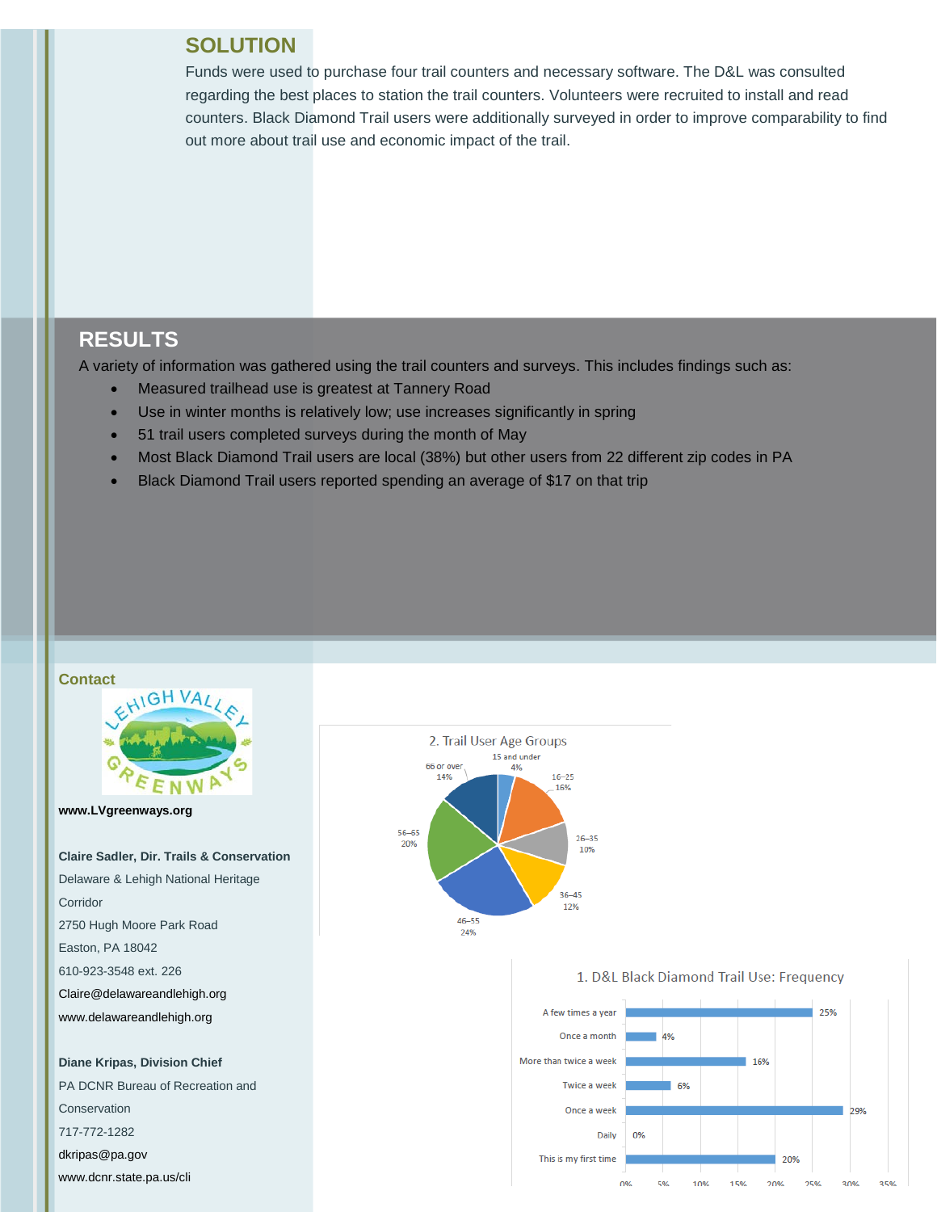## SOLUTION

Funds were used to purchase four trail counters and necessary software. The D&L was consulted regarding the best places to station the trail counters. Volunteers were recruited to install and read counters. Black Diamond Trail users were additionally surveyed in order to improve comparability to find out more about trail use and economic impact of the trail.

## RESULTS

A variety of information was gathered using the trail counters and surveys. This includes findings such as:

- Measured trailhead use is greatest at Tannery Road
- Use in winter months is relatively low; use increases significantly in spring
- 51 trail users completed surveys during the month of May
- Most Black Diamond Trail users are local (38%) but other users from 22 different zip codes in PA
- Black Diamond Trail users reported spending an average of $17 on that trip

### Contact

www.LVgreenways.org

**Claire Sadler, Dir. Trails & Conservation**
Delaware & Lehigh National Heritage Corridor
2750 Hugh Moore Park Road
Easton, PA 18042
610-923-3548 ext. 226
Claire@delawareandlehigh.org
www.delawareandlehigh.org

**Diane Kripas, Division Chief**
PA DCNR Bureau of Recreation and Conservation
717-772-1282
dkripas@pa.gov
www.dcnr.state.pa.us/cli

2. Trail User Age Groups

15 and under 4%
16–25 16%
26–35 10%
36–45 12%
46–55 24%
56–65 20%
66 or over 14%

1. D&L Black Diamond Trail Use: Frequency

A few times a year 25%
Once a month 4%
More than twice a week 16%
Twice a week 6%
Once a week 29%
Daily 0%
This is my first time 20%

0% 5% 10% 15% 20% 25% 30% 35%